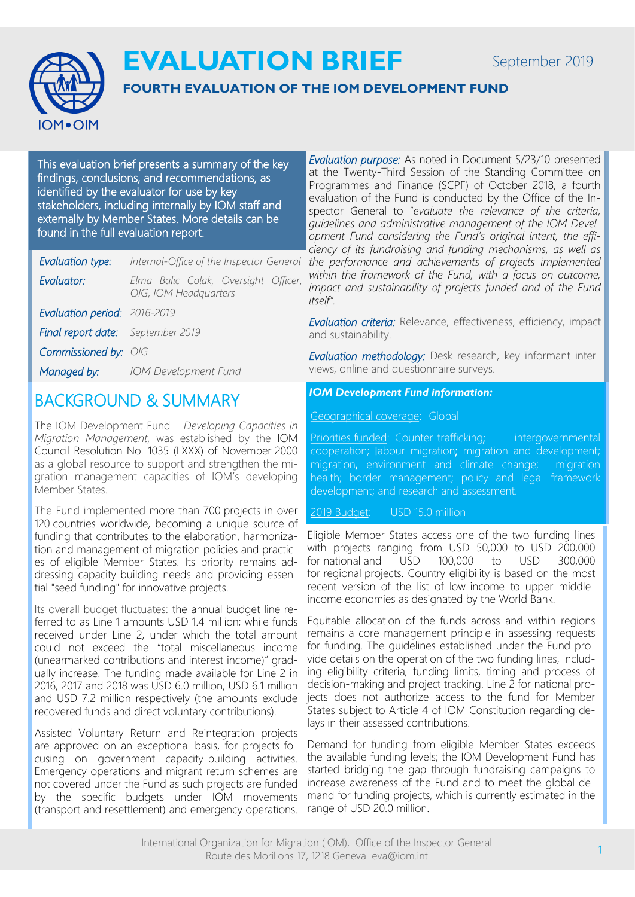# EVALUATION BRIEF

September 2019

## FOURTH EVALUATION OF THE IOM DEVELOPMENT FUND

This evaluation brief presents a summary of the key findings, conclusions, and recommendations, as identified by the evaluator for use by key stakeholders, including internally by IOM staff and externally by Member States. More details can be found in the full evaluation report.

| | |
|---|---|
| *Evaluation type:* | *Internal-Office of the Inspector General* |
| *Evaluator:* | *Elma Balic Colak, Oversight Officer, OIG, IOM Headquarters* |
| *Evaluation period:* | *2016-2019* |
| *Final report date:* | *September 2019* |
| *Commissioned by:* | *OIG* |
| *Managed by:* | *IOM Development Fund* |

*Evaluation purpose:* As noted in Document S/23/10 presented at the Twenty-Third Session of the Standing Committee on Programmes and Finance (SCPF) of October 2018, a fourth evaluation of the Fund is conducted by the Office of the Inspector General to "*evaluate the relevance of the criteria, guidelines and administrative management of the IOM Development Fund considering the Fund's original intent, the efficiency of its fundraising and funding mechanisms, as well as the performance and achievements of projects implemented within the framework of the Fund, with a focus on outcome, impact and sustainability of projects funded and of the Fund itself*".

*Evaluation criteria:* Relevance, effectiveness, efficiency, impact and sustainability.

*Evaluation methodology:* Desk research, key informant interviews, online and questionnaire surveys.

## BACKGROUND & SUMMARY

The IOM Development Fund – *Developing Capacities in Migration Management*, was established by the IOM Council Resolution No. 1035 (LXXX) of November 2000 as a global resource to support and strengthen the migration management capacities of IOM's developing Member States.

The Fund implemented more than 700 projects in over 120 countries worldwide, becoming a unique source of funding that contributes to the elaboration, harmonization and management of migration policies and practices of eligible Member States. Its priority remains addressing capacity-building needs and providing essential "seed funding" for innovative projects.

Its overall budget fluctuates: the annual budget line referred to as Line 1 amounts USD 1.4 million; while funds received under Line 2, under which the total amount could not exceed the "total miscellaneous income (unearmarked contributions and interest income)" gradually increase. The funding made available for Line 2 in 2016, 2017 and 2018 was USD 6.0 million, USD 6.1 million and USD 7.2 million respectively (the amounts exclude recovered funds and direct voluntary contributions).

Assisted Voluntary Return and Reintegration projects are approved on an exceptional basis, for projects focusing on government capacity-building activities. Emergency operations and migrant return schemes are not covered under the Fund as such projects are funded by the specific budgets under IOM movements (transport and resettlement) and emergency operations.

***IOM Development Fund information:***

Geographical coverage: Global

Priorities funded: Counter-trafficking; intergovernmental cooperation; labour migration; migration and development; migration, environment and climate change; migration health; border management; policy and legal framework development; and research and assessment.

2019 Budget: USD 15.0 million

Eligible Member States access one of the two funding lines with projects ranging from USD 50,000 to USD 200,000 for national and USD 100,000 to USD 300,000 for regional projects. Country eligibility is based on the most recent version of the list of low-income to upper middle-income economies as designated by the World Bank.

Equitable allocation of the funds across and within regions remains a core management principle in assessing requests for funding. The guidelines established under the Fund provide details on the operation of the two funding lines, including eligibility criteria, funding limits, timing and process of decision-making and project tracking. Line 2 for national projects does not authorize access to the fund for Member States subject to Article 4 of IOM Constitution regarding delays in their assessed contributions.

Demand for funding from eligible Member States exceeds the available funding levels; the IOM Development Fund has started bridging the gap through fundraising campaigns to increase awareness of the Fund and to meet the global demand for funding projects, which is currently estimated in the range of USD 20.0 million.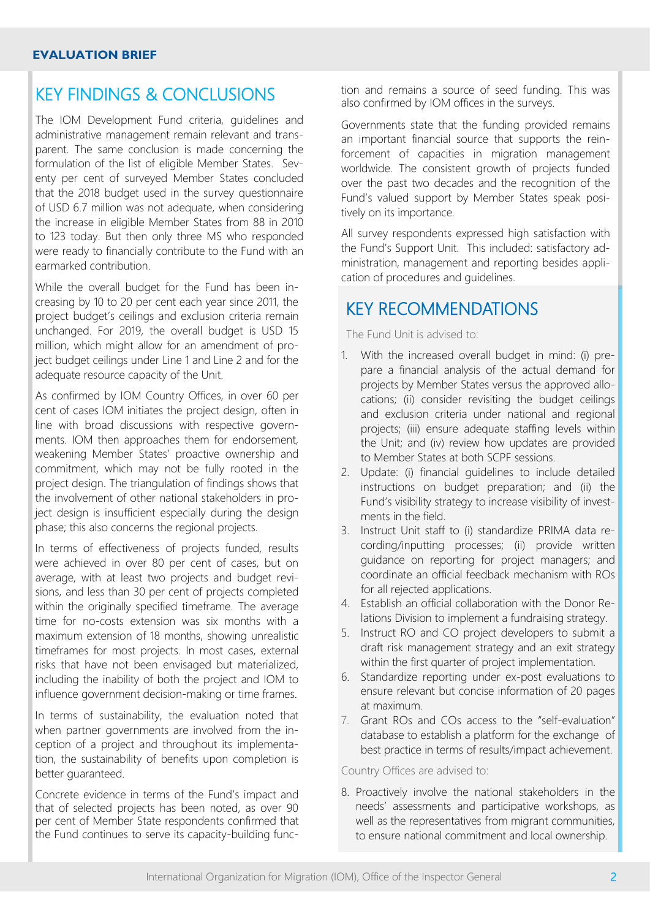EVALUATION BRIEF

## KEY FINDINGS & CONCLUSIONS

The IOM Development Fund criteria, guidelines and administrative management remain relevant and transparent. The same conclusion is made concerning the formulation of the list of eligible Member States. Seventy per cent of surveyed Member States concluded that the 2018 budget used in the survey questionnaire of USD 6.7 million was not adequate, when considering the increase in eligible Member States from 88 in 2010 to 123 today. But then only three MS who responded were ready to financially contribute to the Fund with an earmarked contribution.

While the overall budget for the Fund has been increasing by 10 to 20 per cent each year since 2011, the project budget's ceilings and exclusion criteria remain unchanged. For 2019, the overall budget is USD 15 million, which might allow for an amendment of project budget ceilings under Line 1 and Line 2 and for the adequate resource capacity of the Unit.

As confirmed by IOM Country Offices, in over 60 per cent of cases IOM initiates the project design, often in line with broad discussions with respective governments. IOM then approaches them for endorsement, weakening Member States' proactive ownership and commitment, which may not be fully rooted in the project design. The triangulation of findings shows that the involvement of other national stakeholders in project design is insufficient especially during the design phase; this also concerns the regional projects.

In terms of effectiveness of projects funded, results were achieved in over 80 per cent of cases, but on average, with at least two projects and budget revisions, and less than 30 per cent of projects completed within the originally specified timeframe. The average time for no-costs extension was six months with a maximum extension of 18 months, showing unrealistic timeframes for most projects. In most cases, external risks that have not been envisaged but materialized, including the inability of both the project and IOM to influence government decision-making or time frames.

In terms of sustainability, the evaluation noted that when partner governments are involved from the inception of a project and throughout its implementation, the sustainability of benefits upon completion is better guaranteed.

Concrete evidence in terms of the Fund's impact and that of selected projects has been noted, as over 90 per cent of Member State respondents confirmed that the Fund continues to serve its capacity-building function and remains a source of seed funding. This was also confirmed by IOM offices in the surveys.

Governments state that the funding provided remains an important financial source that supports the reinforcement of capacities in migration management worldwide. The consistent growth of projects funded over the past two decades and the recognition of the Fund's valued support by Member States speak positively on its importance.

All survey respondents expressed high satisfaction with the Fund's Support Unit. This included: satisfactory administration, management and reporting besides application of procedures and guidelines.

## KEY RECOMMENDATIONS

The Fund Unit is advised to:

1. With the increased overall budget in mind: (i) prepare a financial analysis of the actual demand for projects by Member States versus the approved allocations; (ii) consider revisiting the budget ceilings and exclusion criteria under national and regional projects; (iii) ensure adequate staffing levels within the Unit; and (iv) review how updates are provided to Member States at both SCPF sessions.
2. Update: (i) financial guidelines to include detailed instructions on budget preparation; and (ii) the Fund's visibility strategy to increase visibility of investments in the field.
3. Instruct Unit staff to (i) standardize PRIMA data recording/inputting processes; (ii) provide written guidance on reporting for project managers; and coordinate an official feedback mechanism with ROs for all rejected applications.
4. Establish an official collaboration with the Donor Relations Division to implement a fundraising strategy.
5. Instruct RO and CO project developers to submit a draft risk management strategy and an exit strategy within the first quarter of project implementation.
6. Standardize reporting under ex-post evaluations to ensure relevant but concise information of 20 pages at maximum.
7. Grant ROs and COs access to the "self-evaluation" database to establish a platform for the exchange of best practice in terms of results/impact achievement.

Country Offices are advised to:

8. Proactively involve the national stakeholders in the needs' assessments and participative workshops, as well as the representatives from migrant communities, to ensure national commitment and local ownership.